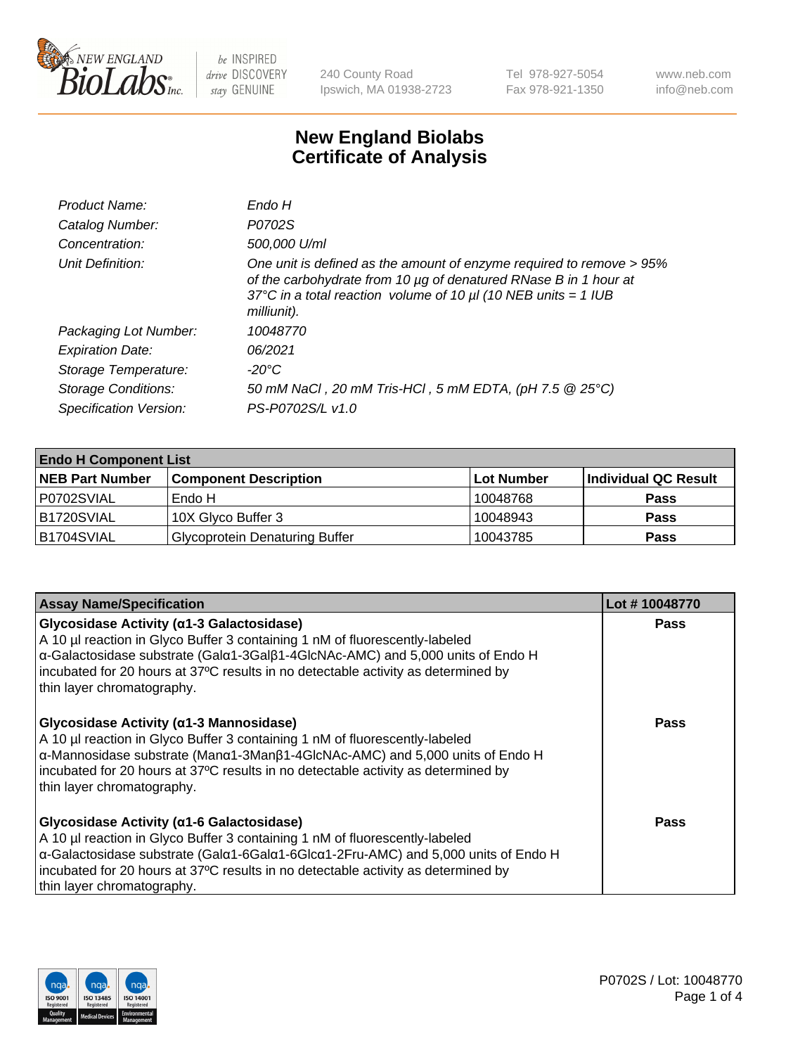# New England Biolabs Certificate of Analysis

| | |
|---|---|
| *Product Name:* | *Endo H* |
| *Catalog Number:* | *P0702S* |
| *Concentration:* | *500,000 U/ml* |
| *Unit Definition:* | *One unit is defined as the amount of enzyme required to remove > 95% of the carbohydrate from 10 µg of denatured RNase B in 1 hour at 37°C in a total reaction volume of 10 µl (10 NEB units = 1 IUB milliunit).* |
| *Packaging Lot Number:* | *10048770* |
| *Expiration Date:* | *06/2021* |
| *Storage Temperature:* | *-20°C* |
| *Storage Conditions:* | *50 mM NaCl , 20 mM Tris-HCl , 5 mM EDTA, (pH 7.5 @ 25°C)* |
| *Specification Version:* | *PS-P0702S/L v1.0* |

| **Endo H Component List** | | | |
|---|---|---|---|
| **NEB Part Number** | **Component Description** | **Lot Number** | **Individual QC Result** |
| P0702SVIAL | Endo H | 10048768 | **Pass** |
| B1720SVIAL | 10X Glyco Buffer 3 | 10048943 | **Pass** |
| B1704SVIAL | Glycoprotein Denaturing Buffer | 10043785 | **Pass** |

| **Assay Name/Specification** | **Lot # 10048770** |
|---|---|
| **Glycosidase Activity (α1-3 Galactosidase)** A 10 µl reaction in Glyco Buffer 3 containing 1 nM of fluorescently-labeled α-Galactosidase substrate (Galα1-3Galβ1-4GlcNAc-AMC) and 5,000 units of Endo H incubated for 20 hours at 37ºC results in no detectable activity as determined by thin layer chromatography. | **Pass** |
| **Glycosidase Activity (α1-3 Mannosidase)** A 10 µl reaction in Glyco Buffer 3 containing 1 nM of fluorescently-labeled α-Mannosidase substrate (Manα1-3Manβ1-4GlcNAc-AMC) and 5,000 units of Endo H incubated for 20 hours at 37ºC results in no detectable activity as determined by thin layer chromatography. | **Pass** |
| **Glycosidase Activity (α1-6 Galactosidase)** A 10 µl reaction in Glyco Buffer 3 containing 1 nM of fluorescently-labeled α-Galactosidase substrate (Galα1-6Galα1-6Glcα1-2Fru-AMC) and 5,000 units of Endo H incubated for 20 hours at 37ºC results in no detectable activity as determined by thin layer chromatography. | **Pass** |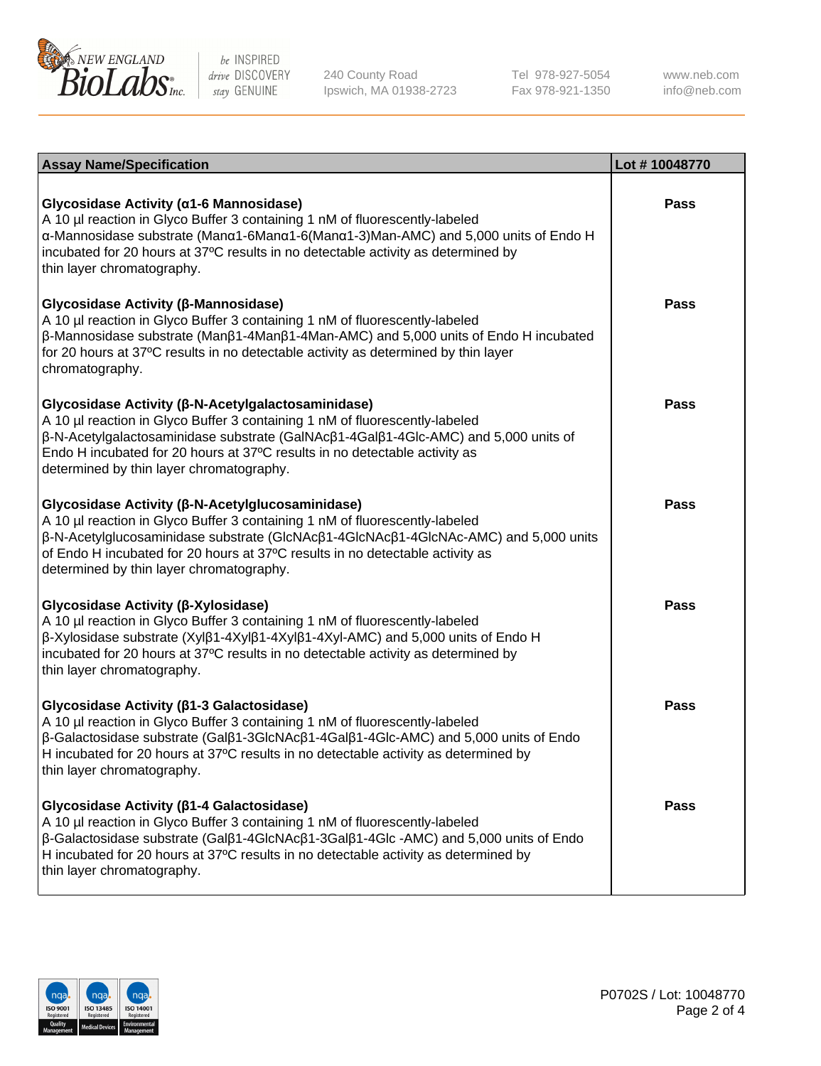| Assay Name/Specification | Lot # 10048770 |
|---|---|
| **Glycosidase Activity (α1-6 Mannosidase)**<br>A 10 µl reaction in Glyco Buffer 3 containing 1 nM of fluorescently-labeled α-Mannosidase substrate (Manα1-6Manα1-6(Manα1-3)Man-AMC) and 5,000 units of Endo H incubated for 20 hours at 37ºC results in no detectable activity as determined by thin layer chromatography. | **Pass** |
| **Glycosidase Activity (β-Mannosidase)**<br>A 10 µl reaction in Glyco Buffer 3 containing 1 nM of fluorescently-labeled β-Mannosidase substrate (Manβ1-4Manβ1-4Man-AMC) and 5,000 units of Endo H incubated for 20 hours at 37ºC results in no detectable activity as determined by thin layer chromatography. | **Pass** |
| **Glycosidase Activity (β-N-Acetylgalactosaminidase)**<br>A 10 µl reaction in Glyco Buffer 3 containing 1 nM of fluorescently-labeled β-N-Acetylgalactosaminidase substrate (GalNAcβ1-4Galβ1-4Glc-AMC) and 5,000 units of Endo H incubated for 20 hours at 37ºC results in no detectable activity as determined by thin layer chromatography. | **Pass** |
| **Glycosidase Activity (β-N-Acetylglucosaminidase)**<br>A 10 µl reaction in Glyco Buffer 3 containing 1 nM of fluorescently-labeled β-N-Acetylglucosaminidase substrate (GlcNAcβ1-4GlcNAcβ1-4GlcNAc-AMC) and 5,000 units of Endo H incubated for 20 hours at 37ºC results in no detectable activity as determined by thin layer chromatography. | **Pass** |
| **Glycosidase Activity (β-Xylosidase)**<br>A 10 µl reaction in Glyco Buffer 3 containing 1 nM of fluorescently-labeled β-Xylosidase substrate (Xylβ1-4Xylβ1-4Xylβ1-4Xyl-AMC) and 5,000 units of Endo H incubated for 20 hours at 37ºC results in no detectable activity as determined by thin layer chromatography. | **Pass** |
| **Glycosidase Activity (β1-3 Galactosidase)**<br>A 10 µl reaction in Glyco Buffer 3 containing 1 nM of fluorescently-labeled β-Galactosidase substrate (Galβ1-3GlcNAcβ1-4Galβ1-4Glc-AMC) and 5,000 units of Endo H incubated for 20 hours at 37ºC results in no detectable activity as determined by thin layer chromatography. | **Pass** |
| **Glycosidase Activity (β1-4 Galactosidase)**<br>A 10 µl reaction in Glyco Buffer 3 containing 1 nM of fluorescently-labeled β-Galactosidase substrate (Galβ1-4GlcNAcβ1-3Galβ1-4Glc -AMC) and 5,000 units of Endo H incubated for 20 hours at 37ºC results in no detectable activity as determined by thin layer chromatography. | **Pass** |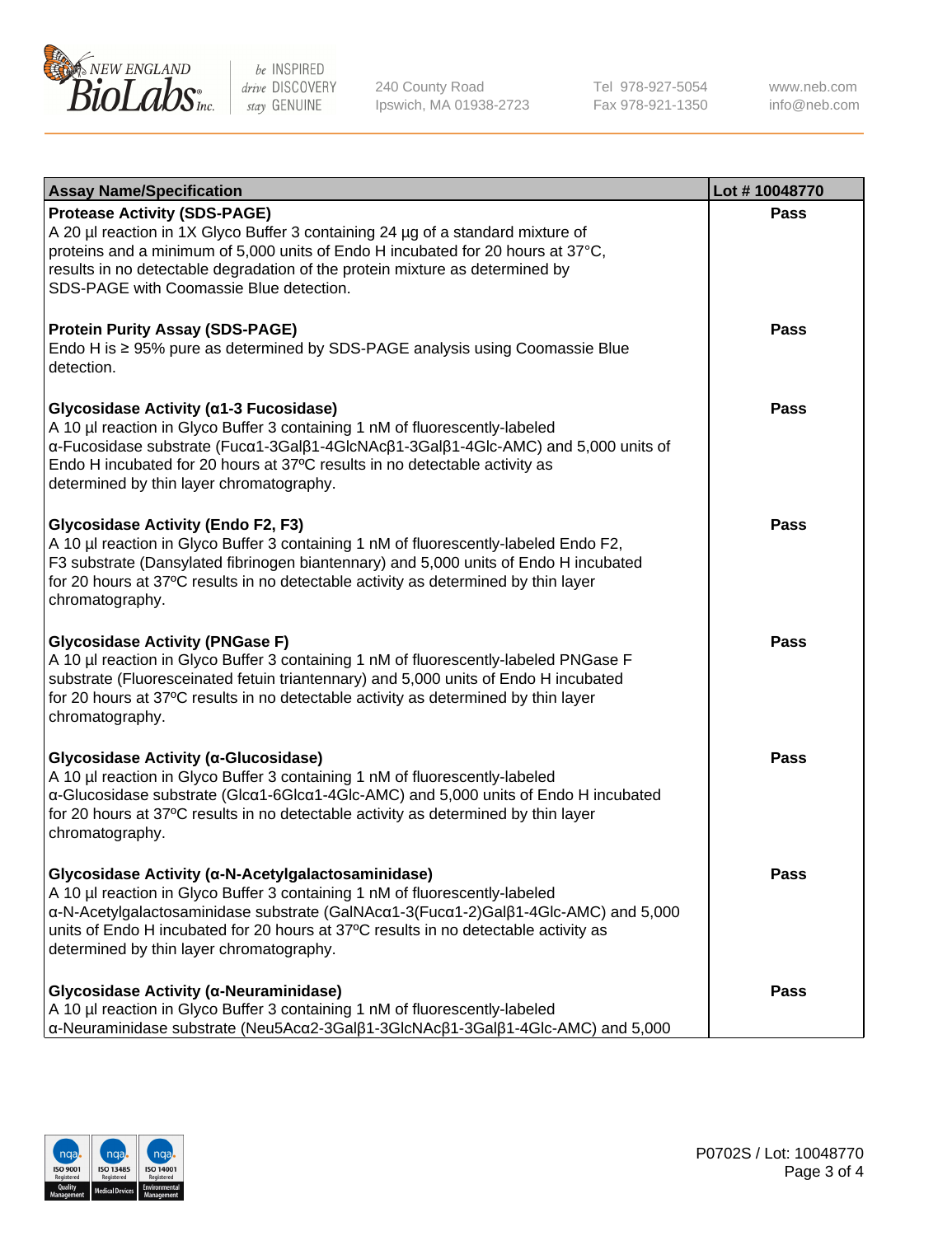| Assay Name/Specification | Lot # 10048770 |
| --- | --- |
| **Protease Activity (SDS-PAGE)**<br>A 20 µl reaction in 1X Glyco Buffer 3 containing 24 µg of a standard mixture of proteins and a minimum of 5,000 units of Endo H incubated for 20 hours at 37°C, results in no detectable degradation of the protein mixture as determined by SDS-PAGE with Coomassie Blue detection. | Pass |
| **Protein Purity Assay (SDS-PAGE)**<br>Endo H is ≥ 95% pure as determined by SDS-PAGE analysis using Coomassie Blue detection. | Pass |
| **Glycosidase Activity (α1-3 Fucosidase)**<br>A 10 µl reaction in Glyco Buffer 3 containing 1 nM of fluorescently-labeled α-Fucosidase substrate (Fucα1-3Galβ1-4GlcNAcβ1-3Galβ1-4Glc-AMC) and 5,000 units of Endo H incubated for 20 hours at 37ºC results in no detectable activity as determined by thin layer chromatography. | Pass |
| **Glycosidase Activity (Endo F2, F3)**<br>A 10 µl reaction in Glyco Buffer 3 containing 1 nM of fluorescently-labeled Endo F2, F3 substrate (Dansylated fibrinogen biantennary) and 5,000 units of Endo H incubated for 20 hours at 37ºC results in no detectable activity as determined by thin layer chromatography. | Pass |
| **Glycosidase Activity (PNGase F)**<br>A 10 µl reaction in Glyco Buffer 3 containing 1 nM of fluorescently-labeled PNGase F substrate (Fluoresceinated fetuin triantennary) and 5,000 units of Endo H incubated for 20 hours at 37ºC results in no detectable activity as determined by thin layer chromatography. | Pass |
| **Glycosidase Activity (α-Glucosidase)**<br>A 10 µl reaction in Glyco Buffer 3 containing 1 nM of fluorescently-labeled α-Glucosidase substrate (Glcα1-6Glcα1-4Glc-AMC) and 5,000 units of Endo H incubated for 20 hours at 37ºC results in no detectable activity as determined by thin layer chromatography. | Pass |
| **Glycosidase Activity (α-N-Acetylgalactosaminidase)**<br>A 10 µl reaction in Glyco Buffer 3 containing 1 nM of fluorescently-labeled α-N-Acetylgalactosaminidase substrate (GalNAcα1-3(Fucα1-2)Galβ1-4Glc-AMC) and 5,000 units of Endo H incubated for 20 hours at 37ºC results in no detectable activity as determined by thin layer chromatography. | Pass |
| **Glycosidase Activity (α-Neuraminidase)**<br>A 10 µl reaction in Glyco Buffer 3 containing 1 nM of fluorescently-labeled α-Neuraminidase substrate (Neu5Acα2-3Galβ1-3GlcNAcβ1-3Galβ1-4Glc-AMC) and 5,000 | Pass |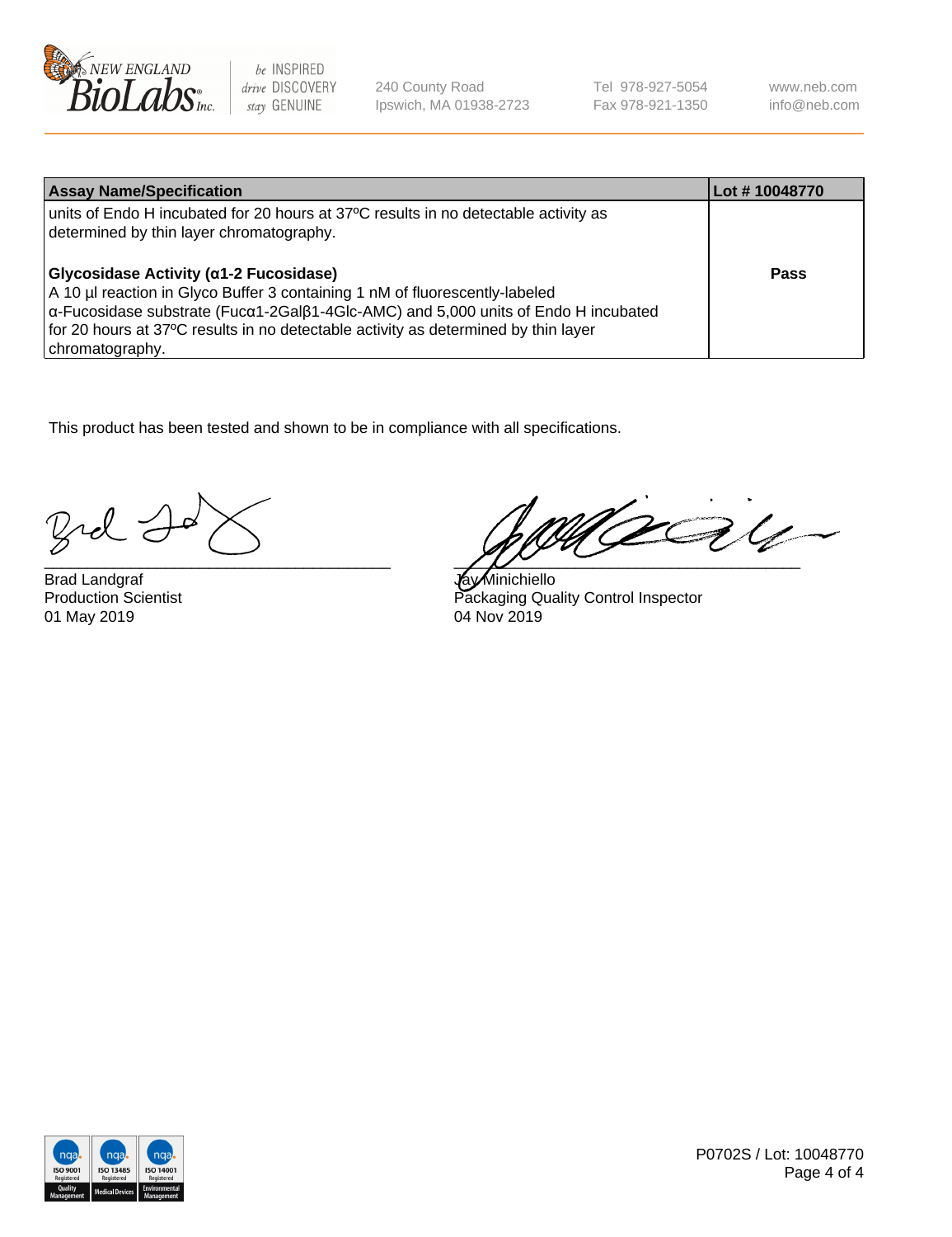| Assay Name/Specification | Lot # 10048770 |
|---|---|
| units of Endo H incubated for 20 hours at 37ºC results in no detectable activity as determined by thin layer chromatography. | |
| **Glycosidase Activity (α1-2 Fucosidase)**<br>A 10 µl reaction in Glyco Buffer 3 containing 1 nM of fluorescently-labeled α-Fucosidase substrate (Fucα1-2Galβ1-4Glc-AMC) and 5,000 units of Endo H incubated for 20 hours at 37ºC results in no detectable activity as determined by thin layer chromatography. | **Pass** |

This product has been tested and shown to be in compliance with all specifications.

Brad Landgraf
Production Scientist
01 May 2019

Jay Minichiello
Packaging Quality Control Inspector
04 Nov 2019

P0702S / Lot: 10048770